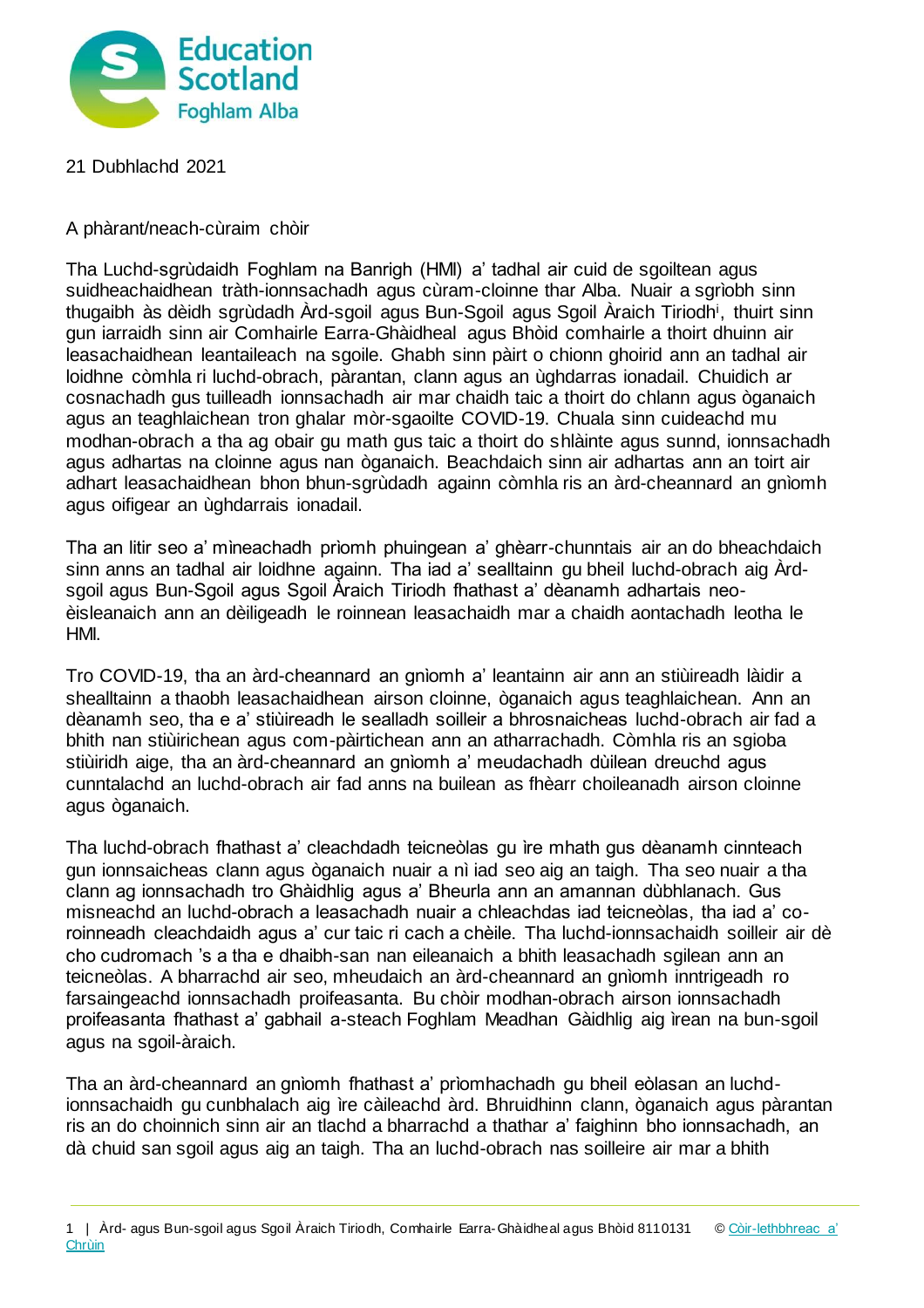21 Dubhlachd 2021

A phàrant/neach-cùraim chòir

Tha Luchd-sgrùdaidh Foghlam na Banrigh (HMI) a' tadhal air cuid de sgoiltean agus suidheachaidhean tràth-ionnsachadh agus cùram-cloinne thar Alba. Nuair a sgrìobh sinn thugaibh às dèidh sgrùdadh Àrd-sgoil agus Bun-Sgoil agus Sgoil Àraich Tiriodh[i], thuirt sinn gun iarraidh sinn air Comhairle Earra-Ghàidheal agus Bhòid comhairle a thoirt dhuinn air leasachaidhean leantaileach na sgoile. Ghabh sinn pàirt o chionn ghoirid ann an tadhal air loidhne còmhla ri luchd-obrach, pàrantan, clann agus an ùghdarras ionadail. Chuidich ar cosnachadh gus tuilleadh ionnsachadh air mar chaidh taic a thoirt do chlann agus òganaich agus an teaghlaichean tron ghalar mòr-sgaoilte COVID-19. Chuala sinn cuideachd mu modhan-obrach a tha ag obair gu math gus taic a thoirt do shlàinte agus sunnd, ionnsachadh agus adhartas na cloinne agus nan òganaich. Beachdaich sinn air adhartas ann an toirt air adhart leasachaidhean bhon bhun-sgrùdadh againn còmhla ris an àrd-cheannard an gnìomh agus oifigear an ùghdarrais ionadail.

Tha an litir seo a' mìneachadh prìomh phuingean a' ghèarr-chunntais air an do bheachdaich sinn anns an tadhal air loidhne againn. Tha iad a' sealltainn gu bheil luchd-obrach aig Àrd-sgoil agus Bun-Sgoil agus Sgoil Àraich Tiriodh fhathast a' dèanamh adhartais neo-èisleanaich ann an dèiligeadh le roinnean leasachaidh mar a chaidh aontachadh leotha le HMI.

Tro COVID-19, tha an àrd-cheannard an gnìomh a' leantainn air ann an stiùireadh làidir a shealltainn a thaobh leasachaidhean airson cloinne, òganaich agus teaghlaichean. Ann an dèanamh seo, tha e a' stiùireadh le sealladh soilleir a bhrosnaicheas luchd-obrach air fad a bhith nan stiùirichean agus com-pàirtichean ann an atharrachadh. Còmhla ris an sgioba stiùiridh aige, tha an àrd-cheannard an gnìomh a' meudachadh dùilean dreuchd agus cunntalachd an luchd-obrach air fad anns na builean as fheàrr choileanadh airson cloinne agus òganaich.

Tha luchd-obrach fhathast a' cleachdadh teicneòlas gu ìre mhath gus dèanamh cinnteach gun ionnsaicheas clann agus òganaich nuair a nì iad seo aig an taigh. Tha seo nuair a tha clann ag ionnsachadh tro Ghàidhlig agus a' Bheurla ann an amannan dùbhlanach. Gus misneachd an luchd-obrach a leasachadh nuair a chleachdas iad teicneòlas, tha iad a' co-roinneadh cleachdaidh agus a' cur taic ri cach a chèile. Tha luchd-ionnsachaidh soilleir air dè cho cudromach 's a tha e dhaibh-san nan eileanaich a bhith leasachadh sgilean ann an teicneòlas. A bharrachd air seo, mheudaich an àrd-cheannard an gnìomh inntrigeadh ro farsaingeachd ionnsachadh proifeasanta. Bu chòir modhan-obrach airson ionnsachadh proifeasanta fhathast a' gabhail a-steach Foghlam Meadhan Gàidhlig aig ìrean na bun-sgoil agus na sgoil-àraich.

Tha an àrd-cheannard an gnìomh fhathast a' prìomhachadh gu bheil eòlasan an luchd-ionnsachaidh gu cunbhalach aig ìre càileachd àrd. Bhruidhinn clann, òganaich agus pàrantan ris an do choinnich sinn air an tlachd a bharrachd a thathar a' faighinn bho ionnsachadh, an dà chuid san sgoil agus aig an taigh. Tha an luchd-obrach nas soilleire air mar a bhith

1 | Àrd- agus Bun-sgoil agus Sgoil Àraich Tiriodh, Comhairle Earra-Ghàidheal agus Bhòid 8110131 © [Còir-lethbhreac a' Chrùin]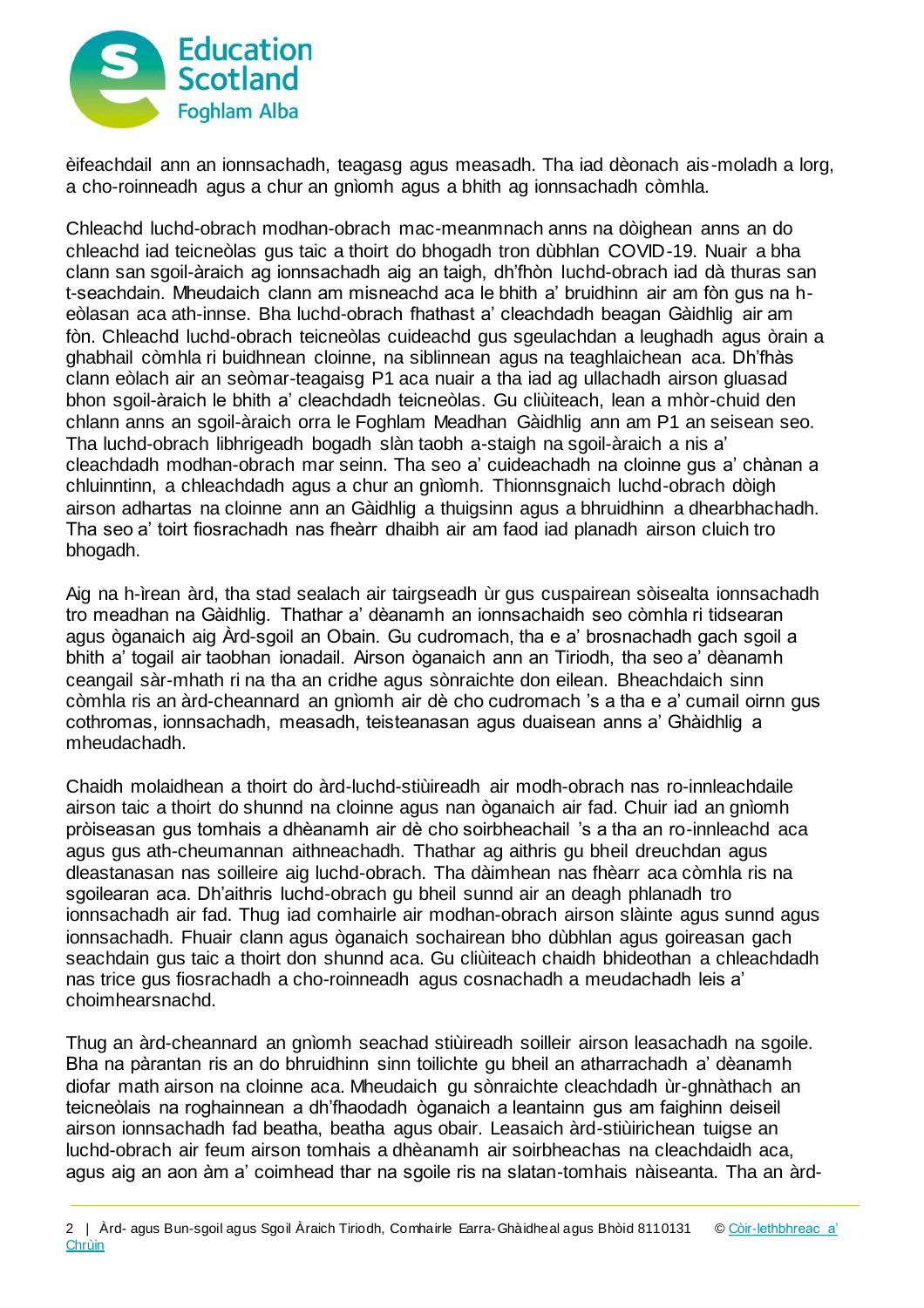èifeachdail ann an ionnsachadh, teagasg agus measadh. Tha iad dèonach ais-moladh a lorg, a cho-roinneadh agus a chur an gnìomh agus a bhith ag ionnsachadh còmhla.

Chleachd luchd-obrach modhan-obrach mac-meanmnach anns na dòighean anns an do chleachd iad teicneòlas gus taic a thoirt do bhogadh tron dùbhlan COVID-19. Nuair a bha clann san sgoil-àraich ag ionnsachadh aig an taigh, dh'fhòn luchd-obrach iad dà thuras san t-seachdain. Mheudaich clann am misneachd aca le bhith a' bruidhinn air am fòn gus na h-eòlasan aca ath-innse. Bha luchd-obrach fhathast a' cleachdadh beagan Gàidhlig air am fòn. Chleachd luchd-obrach teicneòlas cuideachd gus sgeulachdan a leughadh agus òrain a ghabhail còmhla ri buidhnean cloinne, na siblinnean agus na teaghlaichean aca. Dh'fhàs clann eòlach air an seòmar-teagaisg P1 aca nuair a tha iad ag ullachadh airson gluasad bhon sgoil-àraich le bhith a' cleachdadh teicneòlas. Gu cliùiteach, lean a mhòr-chuid den chlann anns an sgoil-àraich orra le Foghlam Meadhan Gàidhlig ann am P1 an seisean seo. Tha luchd-obrach libhrigeadh bogadh slàn taobh a-staigh na sgoil-àraich a nis a' cleachdadh modhan-obrach mar seinn. Tha seo a' cuideachadh na cloinne gus a' chànan a chluinntinn, a chleachdadh agus a chur an gnìomh. Thionnsgnaich luchd-obrach dòigh airson adhartas na cloinne ann an Gàidhlig a thuigsinn agus a bhruidhinn a dhearbhachadh. Tha seo a' toirt fiosrachadh nas fheàrr dhaibh air am faod iad planadh airson cluich tro bhogadh.

Aig na h-ìrean àrd, tha stad sealach air tairgseadh ùr gus cuspairean sòisealta ionnsachadh tro meadhan na Gàidhlig. Thathar a' dèanamh an ionnsachaidh seo còmhla ri tidsearan agus òganaich aig Àrd-sgoil an Obain. Gu cudromach, tha e a' brosnachadh gach sgoil a bhith a' togail air taobhan ionadail. Airson òganaich ann an Tiriodh, tha seo a' dèanamh ceangail sàr-mhath ri na tha an cridhe agus sònraichte don eilean. Bheachdaich sinn còmhla ris an àrd-cheannard an gnìomh air dè cho cudromach 's a tha e a' cumail oirnn gus cothromas, ionnsachadh, measadh, teisteanasan agus duaisean anns a' Ghàidhlig a mheudachadh.

Chaidh molaidhean a thoirt do àrd-luchd-stiùireadh air modh-obrach nas ro-innleachdaile airson taic a thoirt do shunnd na cloinne agus nan òganaich air fad. Chuir iad an gnìomh pròiseasan gus tomhais a dhèanamh air dè cho soirbheachail 's a tha an ro-innleachd aca agus gus ath-cheumannan aithneachadh. Thathar ag aithris gu bheil dreuchdan agus dleastanasan nas soilleire aig luchd-obrach. Tha dàimhean nas fheàrr aca còmhla ris na sgoilearan aca. Dh'aithris luchd-obrach gu bheil sunnd air an deagh phlanadh tro ionnsachadh air fad. Thug iad comhairle air modhan-obrach airson slàinte agus sunnd agus ionnsachadh. Fhuair clann agus òganaich sochairean bho dùbhlan agus goireasan gach seachdain gus taic a thoirt don shunnd aca. Gu cliùiteach chaidh bhideothan a chleachdadh nas trice gus fiosrachadh a cho-roinneadh agus cosnachadh a meudachadh leis a' choimhearsnachd.

Thug an àrd-cheannard an gnìomh seachad stiùireadh soilleir airson leasachadh na sgoile. Bha na pàrantan ris an do bhruidhinn sinn toilichte gu bheil an atharrachadh a' dèanamh diofar math airson na cloinne aca. Mheudaich gu sònraichte cleachdadh ùr-ghnàthach an teicneòlais na roghainnean a dh'fhaodadh òganaich a leantainn gus am faighinn deiseil airson ionnsachadh fad beatha, beatha agus obair. Leasaich àrd-stiùirichean tuigse an luchd-obrach air feum airson tomhais a dhèanamh air soirbheachas na cleachdaidh aca, agus aig an aon àm a' coimhead thar na sgoile ris na slatan-tomhais nàiseanta. Tha an àrd-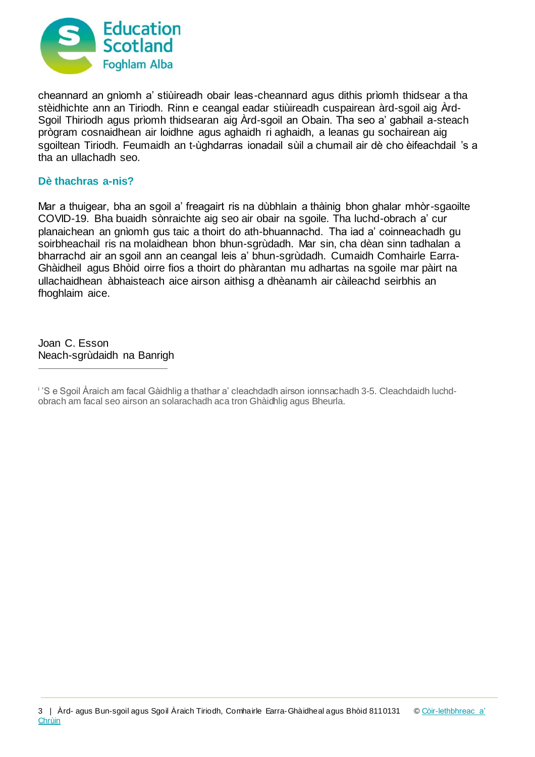cheannard an gnìomh a' stiùireadh obair leas-cheannard agus dithis prìomh thidsear a tha stèidhichte ann an Tiriodh. Rinn e ceangal eadar stiùireadh cuspairean àrd-sgoil aig Àrd-Sgoil Thiriodh agus prìomh thidsearan aig Àrd-sgoil an Obain. Tha seo a' gabhail a-steach prògram cosnaidhean air loidhne agus aghaidh ri aghaidh, a leanas gu sochairean aig sgoiltean Tiriodh. Feumaidh an t-ùghdarras ionadail sùil a chumail air dè cho èifeachdail 's a tha an ullachadh seo.

### Dè thachras a-nis?

Mar a thuigear, bha an sgoil a' freagairt ris na dùbhlain a thàinig bhon ghalar mhòr-sgaoilte COVID-19. Bha buaidh sònraichte aig seo air obair na sgoile. Tha luchd-obrach a' cur planaichean an gnìomh gus taic a thoirt do ath-bhuannachd. Tha iad a' coinneachadh gu soirbheachail ris na molaidhean bhon bhun-sgrùdadh. Mar sin, cha dèan sinn tadhalan a bharrachd air an sgoil ann an ceangal leis a' bhun-sgrùdadh. Cumaidh Comhairle Earra-Ghàidheil agus Bhòid oirre fios a thoirt do phàrantan mu adhartas na sgoile mar pàirt na ullachaidhean àbhaisteach aice airson aithisg a dhèanamh air càileachd seirbhis an fhoghlaim aice.

Joan C. Esson
Neach-sgrùdaidh na Banrigh

---

[i] 'S e Sgoil Àraich am facal Gàidhlig a thathar a' cleachdadh airson ionnsachadh 3-5. Cleachdaidh luchd-obrach am facal seo airson an solarachadh aca tron Ghàidhlig agus Bheurla.